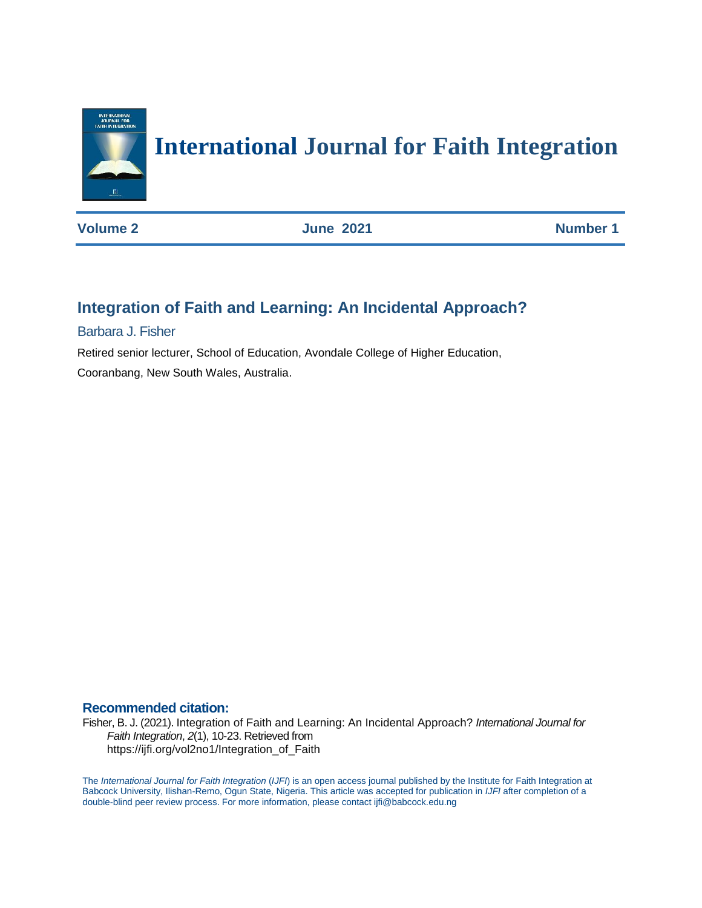# International Journal for Faith Integration

**Volume 2** **June 2021** **Number 1**

## Integration of Faith and Learning: An Incidental Approach?

Barbara J. Fisher

Retired senior lecturer, School of Education, Avondale College of Higher Education, Cooranbang, New South Wales, Australia.

**Recommended citation:**

Fisher, B. J. (2021). Integration of Faith and Learning: An Incidental Approach? *International Journal for Faith Integration*, *2*(1), 10-23. Retrieved from https://ijfi.org/vol2no1/Integration_of_Faith

The *International Journal for Faith Integration* (*IJFI*) is an open access journal published by the Institute for Faith Integration at Babcock University, Ilishan-Remo, Ogun State, Nigeria. This article was accepted for publication in *IJFI* after completion of a double-blind peer review process. For more information, please contact ijfi@babcock.edu.ng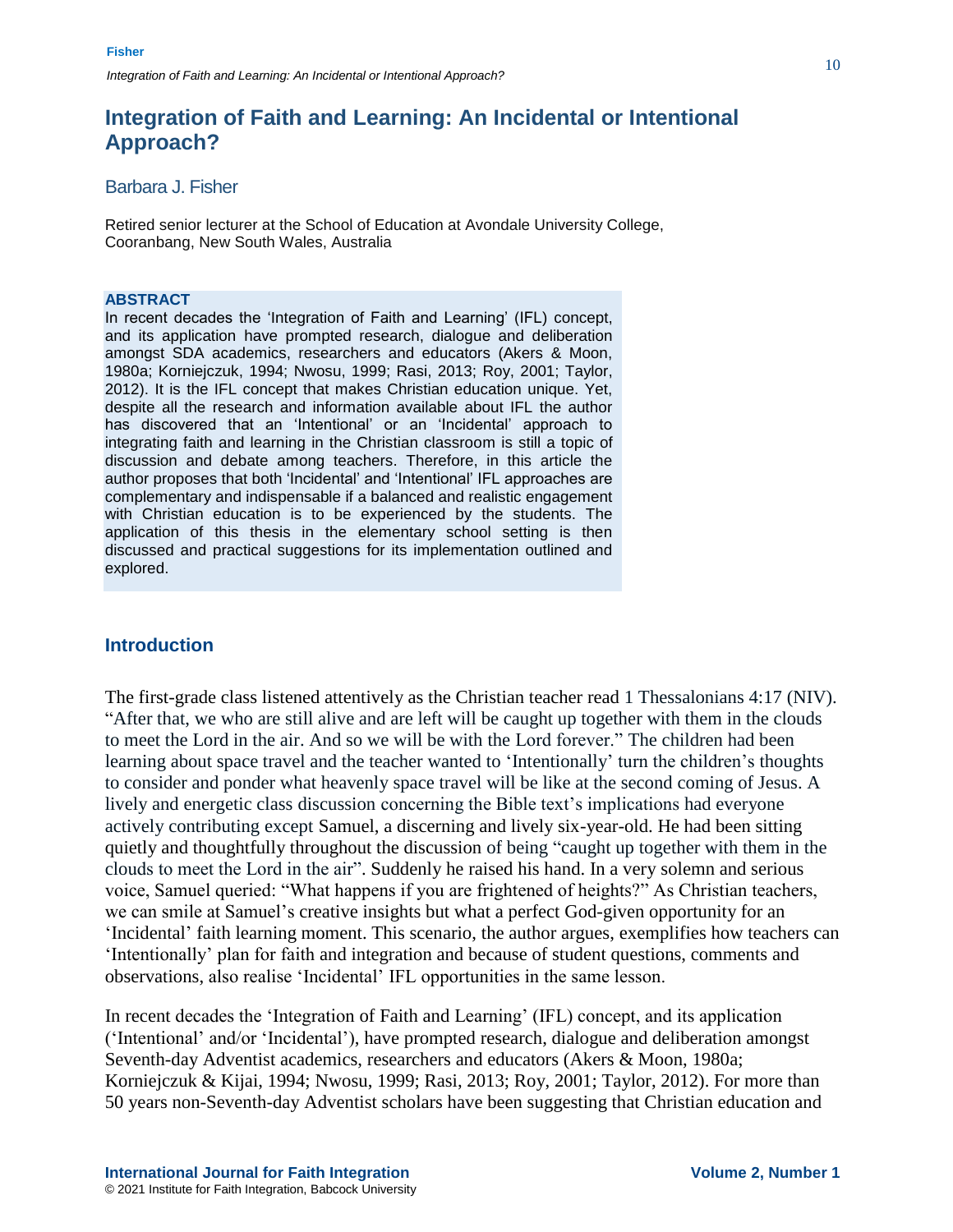# Integration of Faith and Learning: An Incidental or Intentional Approach?

Barbara J. Fisher

Retired senior lecturer at the School of Education at Avondale University College, Cooranbang, New South Wales, Australia

**ABSTRACT**

In recent decades the 'Integration of Faith and Learning' (IFL) concept, and its application have prompted research, dialogue and deliberation amongst SDA academics, researchers and educators (Akers & Moon, 1980a; Korniejczuk, 1994; Nwosu, 1999; Rasi, 2013; Roy, 2001; Taylor, 2012). It is the IFL concept that makes Christian education unique. Yet, despite all the research and information available about IFL the author has discovered that an 'Intentional' or an 'Incidental' approach to integrating faith and learning in the Christian classroom is still a topic of discussion and debate among teachers. Therefore, in this article the author proposes that both 'Incidental' and 'Intentional' IFL approaches are complementary and indispensable if a balanced and realistic engagement with Christian education is to be experienced by the students. The application of this thesis in the elementary school setting is then discussed and practical suggestions for its implementation outlined and explored.

## Introduction

The first-grade class listened attentively as the Christian teacher read 1 Thessalonians 4:17 (NIV). "After that, we who are still alive and are left will be caught up together with them in the clouds to meet the Lord in the air. And so we will be with the Lord forever." The children had been learning about space travel and the teacher wanted to 'Intentionally' turn the children's thoughts to consider and ponder what heavenly space travel will be like at the second coming of Jesus. A lively and energetic class discussion concerning the Bible text's implications had everyone actively contributing except Samuel, a discerning and lively six-year-old. He had been sitting quietly and thoughtfully throughout the discussion of being "caught up together with them in the clouds to meet the Lord in the air". Suddenly he raised his hand. In a very solemn and serious voice, Samuel queried: "What happens if you are frightened of heights?" As Christian teachers, we can smile at Samuel's creative insights but what a perfect God-given opportunity for an 'Incidental' faith learning moment. This scenario, the author argues, exemplifies how teachers can 'Intentionally' plan for faith and integration and because of student questions, comments and observations, also realise 'Incidental' IFL opportunities in the same lesson.

In recent decades the 'Integration of Faith and Learning' (IFL) concept, and its application ('Intentional' and/or 'Incidental'), have prompted research, dialogue and deliberation amongst Seventh-day Adventist academics, researchers and educators (Akers & Moon, 1980a; Korniejczuk & Kijai, 1994; Nwosu, 1999; Rasi, 2013; Roy, 2001; Taylor, 2012). For more than 50 years non-Seventh-day Adventist scholars have been suggesting that Christian education and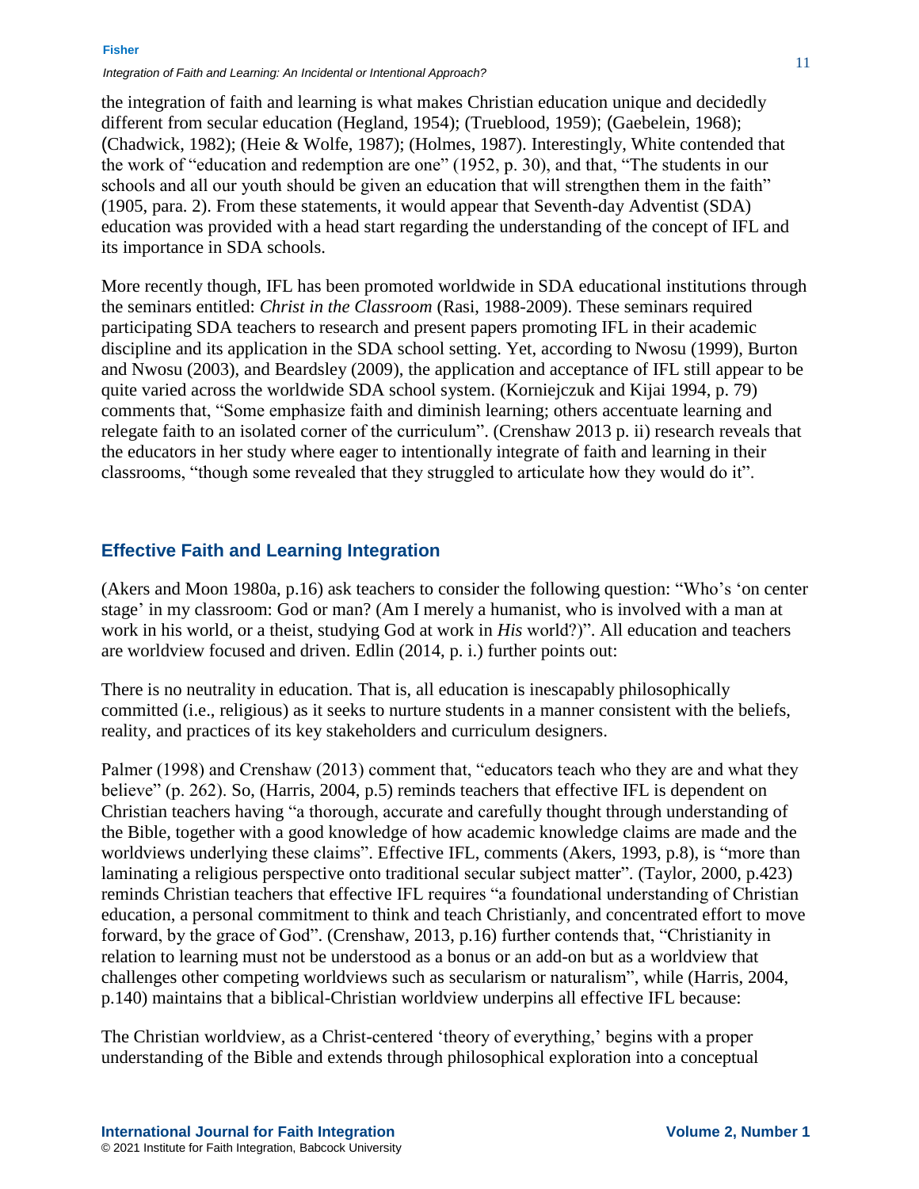the integration of faith and learning is what makes Christian education unique and decidedly different from secular education (Hegland, 1954); (Trueblood, 1959); (Gaebelein, 1968); (Chadwick, 1982); (Heie & Wolfe, 1987); (Holmes, 1987). Interestingly, White contended that the work of "education and redemption are one" (1952, p. 30), and that, "The students in our schools and all our youth should be given an education that will strengthen them in the faith" (1905, para. 2). From these statements, it would appear that Seventh-day Adventist (SDA) education was provided with a head start regarding the understanding of the concept of IFL and its importance in SDA schools.

More recently though, IFL has been promoted worldwide in SDA educational institutions through the seminars entitled: *Christ in the Classroom* (Rasi, 1988-2009). These seminars required participating SDA teachers to research and present papers promoting IFL in their academic discipline and its application in the SDA school setting. Yet, according to Nwosu (1999), Burton and Nwosu (2003), and Beardsley (2009), the application and acceptance of IFL still appear to be quite varied across the worldwide SDA school system. (Korniejczuk and Kijai 1994, p. 79) comments that, "Some emphasize faith and diminish learning; others accentuate learning and relegate faith to an isolated corner of the curriculum". (Crenshaw 2013 p. ii) research reveals that the educators in her study where eager to intentionally integrate of faith and learning in their classrooms, "though some revealed that they struggled to articulate how they would do it".

## Effective Faith and Learning Integration

(Akers and Moon 1980a, p.16) ask teachers to consider the following question: "Who's 'on center stage' in my classroom: God or man? (Am I merely a humanist, who is involved with a man at work in his world, or a theist, studying God at work in *His* world?)". All education and teachers are worldview focused and driven. Edlin (2014, p. i.) further points out:

There is no neutrality in education. That is, all education is inescapably philosophically committed (i.e., religious) as it seeks to nurture students in a manner consistent with the beliefs, reality, and practices of its key stakeholders and curriculum designers.

Palmer (1998) and Crenshaw (2013) comment that, "educators teach who they are and what they believe" (p. 262). So, (Harris, 2004, p.5) reminds teachers that effective IFL is dependent on Christian teachers having "a thorough, accurate and carefully thought through understanding of the Bible, together with a good knowledge of how academic knowledge claims are made and the worldviews underlying these claims". Effective IFL, comments (Akers, 1993, p.8), is "more than laminating a religious perspective onto traditional secular subject matter". (Taylor, 2000, p.423) reminds Christian teachers that effective IFL requires "a foundational understanding of Christian education, a personal commitment to think and teach Christianly, and concentrated effort to move forward, by the grace of God". (Crenshaw, 2013, p.16) further contends that, "Christianity in relation to learning must not be understood as a bonus or an add-on but as a worldview that challenges other competing worldviews such as secularism or naturalism", while (Harris, 2004, p.140) maintains that a biblical-Christian worldview underpins all effective IFL because:

The Christian worldview, as a Christ-centered 'theory of everything,' begins with a proper understanding of the Bible and extends through philosophical exploration into a conceptual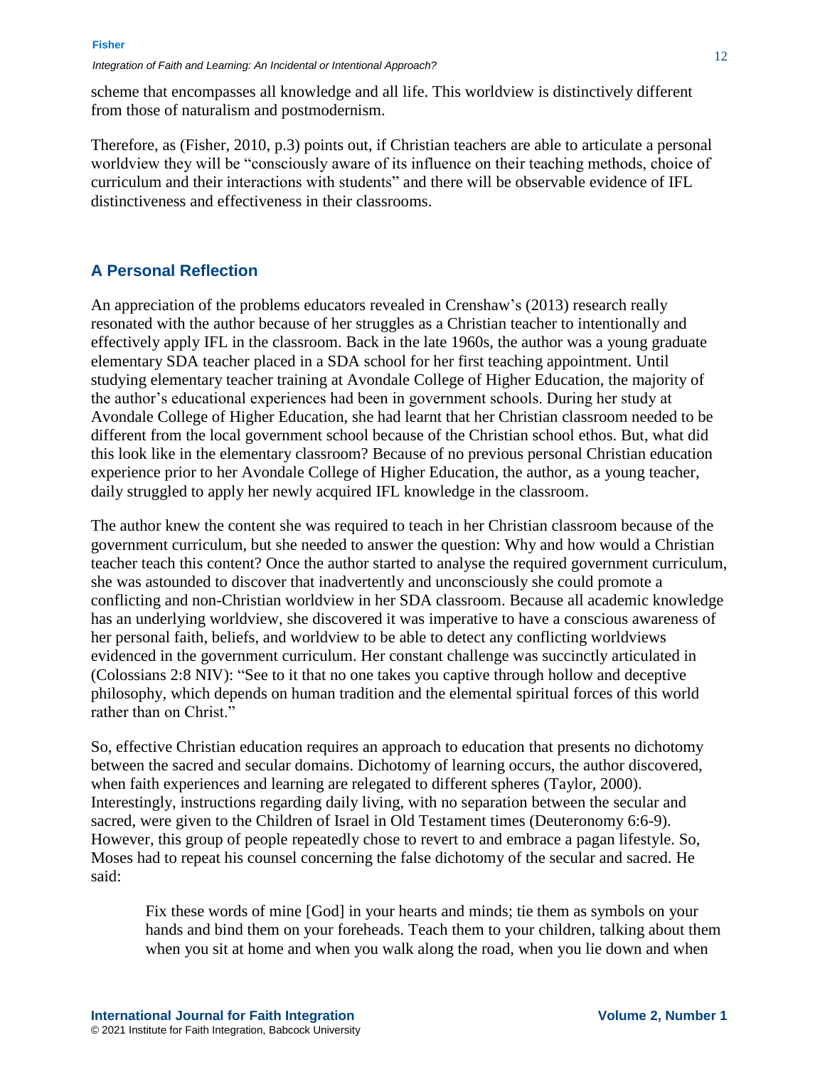scheme that encompasses all knowledge and all life. This worldview is distinctively different from those of naturalism and postmodernism.

Therefore, as (Fisher, 2010, p.3) points out, if Christian teachers are able to articulate a personal worldview they will be "consciously aware of its influence on their teaching methods, choice of curriculum and their interactions with students" and there will be observable evidence of IFL distinctiveness and effectiveness in their classrooms.

## A Personal Reflection

An appreciation of the problems educators revealed in Crenshaw's (2013) research really resonated with the author because of her struggles as a Christian teacher to intentionally and effectively apply IFL in the classroom. Back in the late 1960s, the author was a young graduate elementary SDA teacher placed in a SDA school for her first teaching appointment. Until studying elementary teacher training at Avondale College of Higher Education, the majority of the author's educational experiences had been in government schools. During her study at Avondale College of Higher Education, she had learnt that her Christian classroom needed to be different from the local government school because of the Christian school ethos. But, what did this look like in the elementary classroom? Because of no previous personal Christian education experience prior to her Avondale College of Higher Education, the author, as a young teacher, daily struggled to apply her newly acquired IFL knowledge in the classroom.

The author knew the content she was required to teach in her Christian classroom because of the government curriculum, but she needed to answer the question: Why and how would a Christian teacher teach this content? Once the author started to analyse the required government curriculum, she was astounded to discover that inadvertently and unconsciously she could promote a conflicting and non-Christian worldview in her SDA classroom. Because all academic knowledge has an underlying worldview, she discovered it was imperative to have a conscious awareness of her personal faith, beliefs, and worldview to be able to detect any conflicting worldviews evidenced in the government curriculum. Her constant challenge was succinctly articulated in (Colossians 2:8 NIV): "See to it that no one takes you captive through hollow and deceptive philosophy, which depends on human tradition and the elemental spiritual forces of this world rather than on Christ."

So, effective Christian education requires an approach to education that presents no dichotomy between the sacred and secular domains. Dichotomy of learning occurs, the author discovered, when faith experiences and learning are relegated to different spheres (Taylor, 2000). Interestingly, instructions regarding daily living, with no separation between the secular and sacred, were given to the Children of Israel in Old Testament times (Deuteronomy 6:6-9). However, this group of people repeatedly chose to revert to and embrace a pagan lifestyle. So, Moses had to repeat his counsel concerning the false dichotomy of the secular and sacred. He said:

> Fix these words of mine [God] in your hearts and minds; tie them as symbols on your hands and bind them on your foreheads. Teach them to your children, talking about them when you sit at home and when you walk along the road, when you lie down and when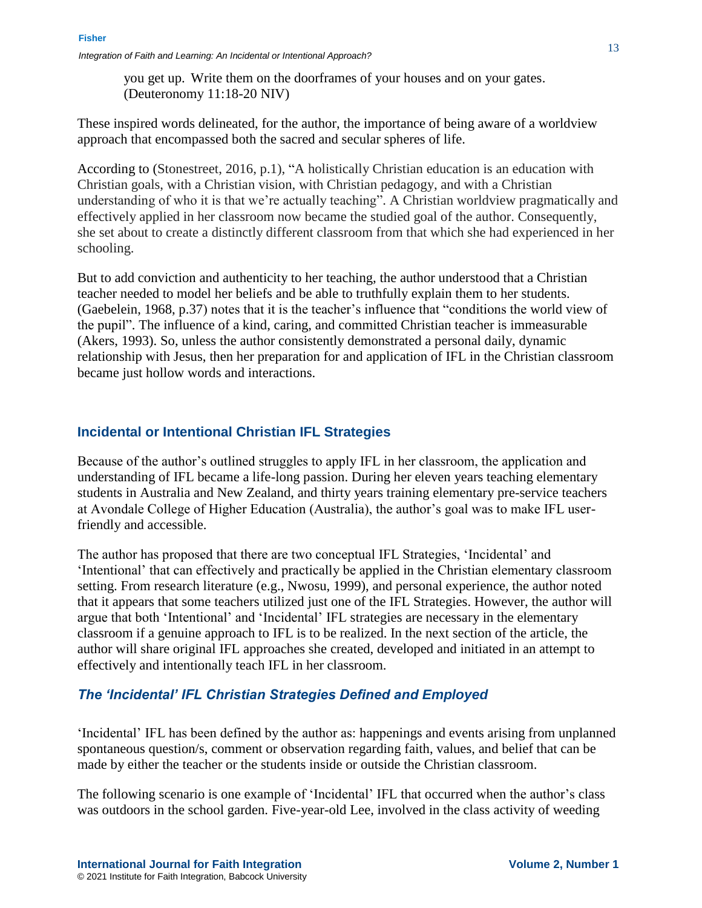you get up. Write them on the doorframes of your houses and on your gates. (Deuteronomy 11:18-20 NIV)

These inspired words delineated, for the author, the importance of being aware of a worldview approach that encompassed both the sacred and secular spheres of life.

According to (Stonestreet, 2016, p.1), "A holistically Christian education is an education with Christian goals, with a Christian vision, with Christian pedagogy, and with a Christian understanding of who it is that we're actually teaching". A Christian worldview pragmatically and effectively applied in her classroom now became the studied goal of the author. Consequently, she set about to create a distinctly different classroom from that which she had experienced in her schooling.

But to add conviction and authenticity to her teaching, the author understood that a Christian teacher needed to model her beliefs and be able to truthfully explain them to her students. (Gaebelein, 1968, p.37) notes that it is the teacher's influence that "conditions the world view of the pupil". The influence of a kind, caring, and committed Christian teacher is immeasurable (Akers, 1993). So, unless the author consistently demonstrated a personal daily, dynamic relationship with Jesus, then her preparation for and application of IFL in the Christian classroom became just hollow words and interactions.

## Incidental or Intentional Christian IFL Strategies

Because of the author's outlined struggles to apply IFL in her classroom, the application and understanding of IFL became a life-long passion. During her eleven years teaching elementary students in Australia and New Zealand, and thirty years training elementary pre-service teachers at Avondale College of Higher Education (Australia), the author's goal was to make IFL user-friendly and accessible.

The author has proposed that there are two conceptual IFL Strategies, 'Incidental' and 'Intentional' that can effectively and practically be applied in the Christian elementary classroom setting. From research literature (e.g., Nwosu, 1999), and personal experience, the author noted that it appears that some teachers utilized just one of the IFL Strategies. However, the author will argue that both 'Intentional' and 'Incidental' IFL strategies are necessary in the elementary classroom if a genuine approach to IFL is to be realized. In the next section of the article, the author will share original IFL approaches she created, developed and initiated in an attempt to effectively and intentionally teach IFL in her classroom.

### *The 'Incidental' IFL Christian Strategies Defined and Employed*

'Incidental' IFL has been defined by the author as: happenings and events arising from unplanned spontaneous question/s, comment or observation regarding faith, values, and belief that can be made by either the teacher or the students inside or outside the Christian classroom.

The following scenario is one example of 'Incidental' IFL that occurred when the author's class was outdoors in the school garden. Five-year-old Lee, involved in the class activity of weeding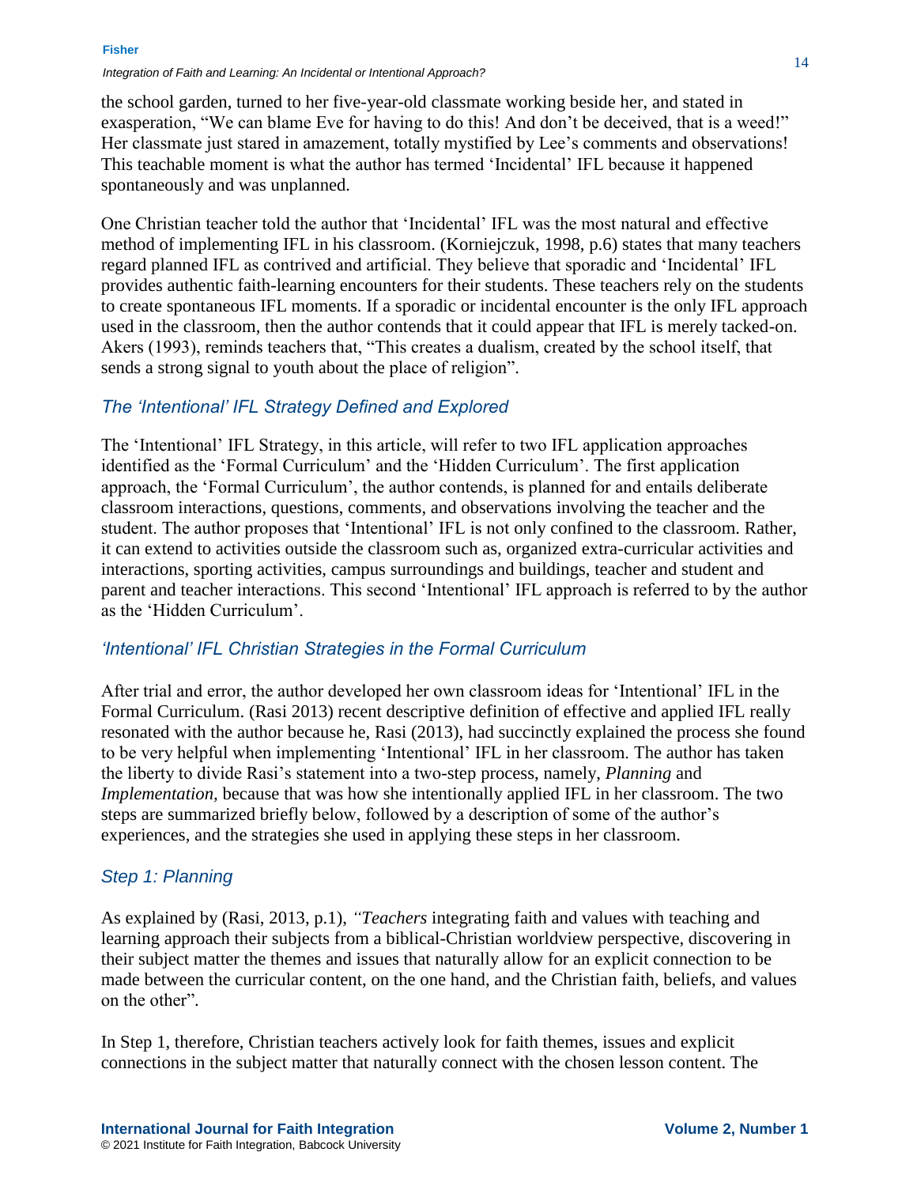the school garden, turned to her five-year-old classmate working beside her, and stated in exasperation, "We can blame Eve for having to do this! And don't be deceived, that is a weed!" Her classmate just stared in amazement, totally mystified by Lee's comments and observations! This teachable moment is what the author has termed 'Incidental' IFL because it happened spontaneously and was unplanned.

One Christian teacher told the author that 'Incidental' IFL was the most natural and effective method of implementing IFL in his classroom. (Korniejczuk, 1998, p.6) states that many teachers regard planned IFL as contrived and artificial. They believe that sporadic and 'Incidental' IFL provides authentic faith-learning encounters for their students. These teachers rely on the students to create spontaneous IFL moments. If a sporadic or incidental encounter is the only IFL approach used in the classroom, then the author contends that it could appear that IFL is merely tacked-on. Akers (1993), reminds teachers that, "This creates a dualism, created by the school itself, that sends a strong signal to youth about the place of religion".

### *The 'Intentional' IFL Strategy Defined and Explored*

The 'Intentional' IFL Strategy, in this article, will refer to two IFL application approaches identified as the 'Formal Curriculum' and the 'Hidden Curriculum'. The first application approach, the 'Formal Curriculum', the author contends, is planned for and entails deliberate classroom interactions, questions, comments, and observations involving the teacher and the student. The author proposes that 'Intentional' IFL is not only confined to the classroom. Rather, it can extend to activities outside the classroom such as, organized extra-curricular activities and interactions, sporting activities, campus surroundings and buildings, teacher and student and parent and teacher interactions. This second 'Intentional' IFL approach is referred to by the author as the 'Hidden Curriculum'.

### *'Intentional' IFL Christian Strategies in the Formal Curriculum*

After trial and error, the author developed her own classroom ideas for 'Intentional' IFL in the Formal Curriculum. (Rasi 2013) recent descriptive definition of effective and applied IFL really resonated with the author because he, Rasi (2013), had succinctly explained the process she found to be very helpful when implementing 'Intentional' IFL in her classroom. The author has taken the liberty to divide Rasi's statement into a two-step process, namely, *Planning* and *Implementation,* because that was how she intentionally applied IFL in her classroom. The two steps are summarized briefly below, followed by a description of some of the author's experiences, and the strategies she used in applying these steps in her classroom.

### *Step 1: Planning*

As explained by (Rasi, 2013, p.1), *"Teachers* integrating faith and values with teaching and learning approach their subjects from a biblical-Christian worldview perspective, discovering in their subject matter the themes and issues that naturally allow for an explicit connection to be made between the curricular content, on the one hand, and the Christian faith, beliefs, and values on the other".

In Step 1, therefore, Christian teachers actively look for faith themes, issues and explicit connections in the subject matter that naturally connect with the chosen lesson content. The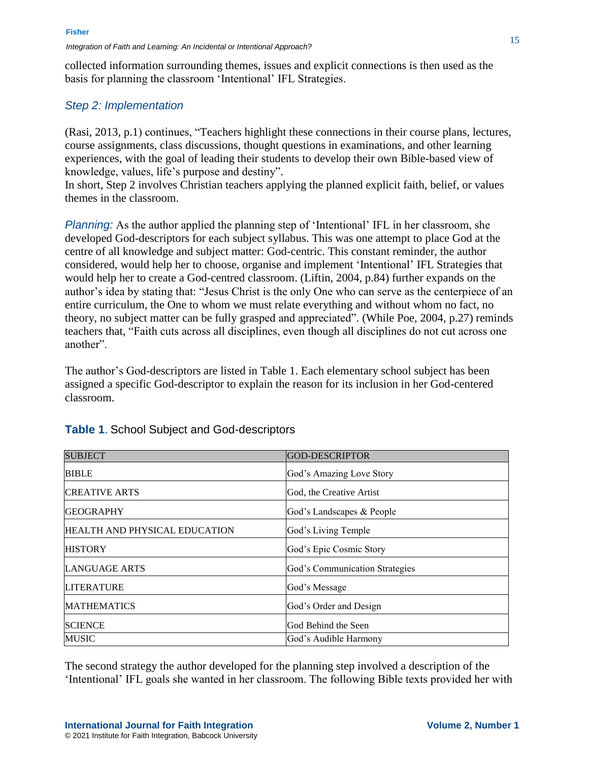collected information surrounding themes, issues and explicit connections is then used as the basis for planning the classroom 'Intentional' IFL Strategies.

### *Step 2: Implementation*

(Rasi, 2013, p.1) continues, "Teachers highlight these connections in their course plans, lectures, course assignments, class discussions, thought questions in examinations, and other learning experiences, with the goal of leading their students to develop their own Bible-based view of knowledge, values, life's purpose and destiny".

In short, Step 2 involves Christian teachers applying the planned explicit faith, belief, or values themes in the classroom.

*Planning:* As the author applied the planning step of 'Intentional' IFL in her classroom, she developed God-descriptors for each subject syllabus. This was one attempt to place God at the centre of all knowledge and subject matter: God-centric. This constant reminder, the author considered, would help her to choose, organise and implement 'Intentional' IFL Strategies that would help her to create a God-centred classroom. (Liftin, 2004, p.84) further expands on the author's idea by stating that: "Jesus Christ is the only One who can serve as the centerpiece of an entire curriculum, the One to whom we must relate everything and without whom no fact, no theory, no subject matter can be fully grasped and appreciated". (While Poe, 2004, p.27) reminds teachers that, "Faith cuts across all disciplines, even though all disciplines do not cut across one another".

The author's God-descriptors are listed in Table 1. Each elementary school subject has been assigned a specific God-descriptor to explain the reason for its inclusion in her God-centered classroom.

**Table 1**. School Subject and God-descriptors

| SUBJECT | GOD-DESCRIPTOR |
|---|---|
| BIBLE | God's Amazing Love Story |
| CREATIVE ARTS | God, the Creative Artist |
| GEOGRAPHY | God's Landscapes & People |
| HEALTH AND PHYSICAL EDUCATION | God's Living Temple |
| HISTORY | God's Epic Cosmic Story |
| LANGUAGE ARTS | God's Communication Strategies |
| LITERATURE | God's Message |
| MATHEMATICS | God's Order and Design |
| SCIENCE | God Behind the Seen |
| MUSIC | God's Audible Harmony |

The second strategy the author developed for the planning step involved a description of the 'Intentional' IFL goals she wanted in her classroom. The following Bible texts provided her with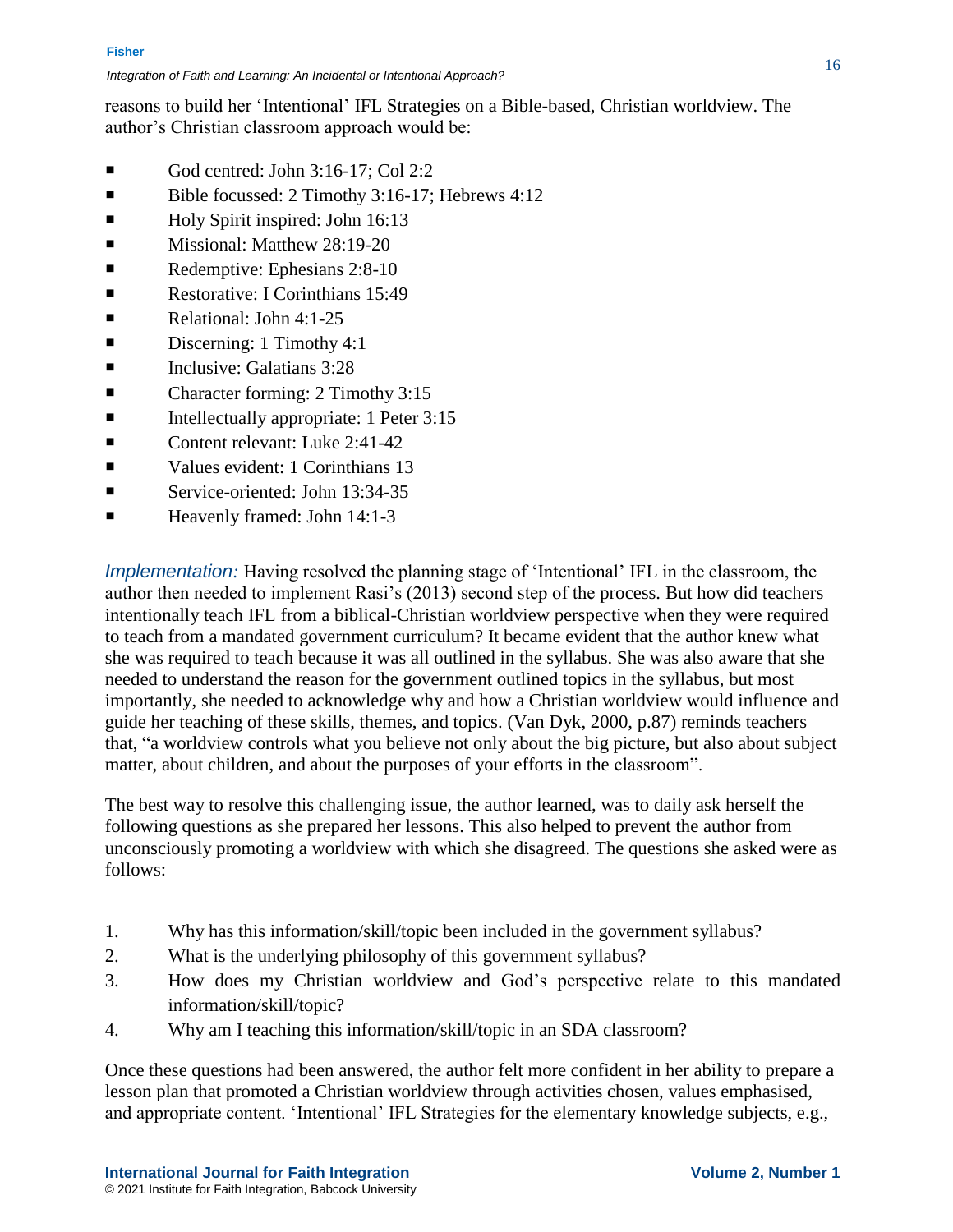reasons to build her 'Intentional' IFL Strategies on a Bible-based, Christian worldview. The author's Christian classroom approach would be:

- God centred: John 3:16-17; Col 2:2
- Bible focussed: 2 Timothy 3:16-17; Hebrews 4:12
- Holy Spirit inspired: John 16:13
- Missional: Matthew 28:19-20
- Redemptive: Ephesians 2:8-10
- Restorative: I Corinthians 15:49
- Relational: John 4:1-25
- Discerning: 1 Timothy 4:1
- Inclusive: Galatians 3:28
- Character forming: 2 Timothy 3:15
- Intellectually appropriate: 1 Peter 3:15
- Content relevant: Luke 2:41-42
- Values evident: 1 Corinthians 13
- Service-oriented: John 13:34-35
- Heavenly framed: John 14:1-3

*Implementation:* Having resolved the planning stage of 'Intentional' IFL in the classroom, the author then needed to implement Rasi's (2013) second step of the process. But how did teachers intentionally teach IFL from a biblical-Christian worldview perspective when they were required to teach from a mandated government curriculum? It became evident that the author knew what she was required to teach because it was all outlined in the syllabus. She was also aware that she needed to understand the reason for the government outlined topics in the syllabus, but most importantly, she needed to acknowledge why and how a Christian worldview would influence and guide her teaching of these skills, themes, and topics. (Van Dyk, 2000, p.87) reminds teachers that, "a worldview controls what you believe not only about the big picture, but also about subject matter, about children, and about the purposes of your efforts in the classroom".

The best way to resolve this challenging issue, the author learned, was to daily ask herself the following questions as she prepared her lessons. This also helped to prevent the author from unconsciously promoting a worldview with which she disagreed. The questions she asked were as follows:

1. Why has this information/skill/topic been included in the government syllabus?
2. What is the underlying philosophy of this government syllabus?
3. How does my Christian worldview and God's perspective relate to this mandated information/skill/topic?
4. Why am I teaching this information/skill/topic in an SDA classroom?

Once these questions had been answered, the author felt more confident in her ability to prepare a lesson plan that promoted a Christian worldview through activities chosen, values emphasised, and appropriate content. 'Intentional' IFL Strategies for the elementary knowledge subjects, e.g.,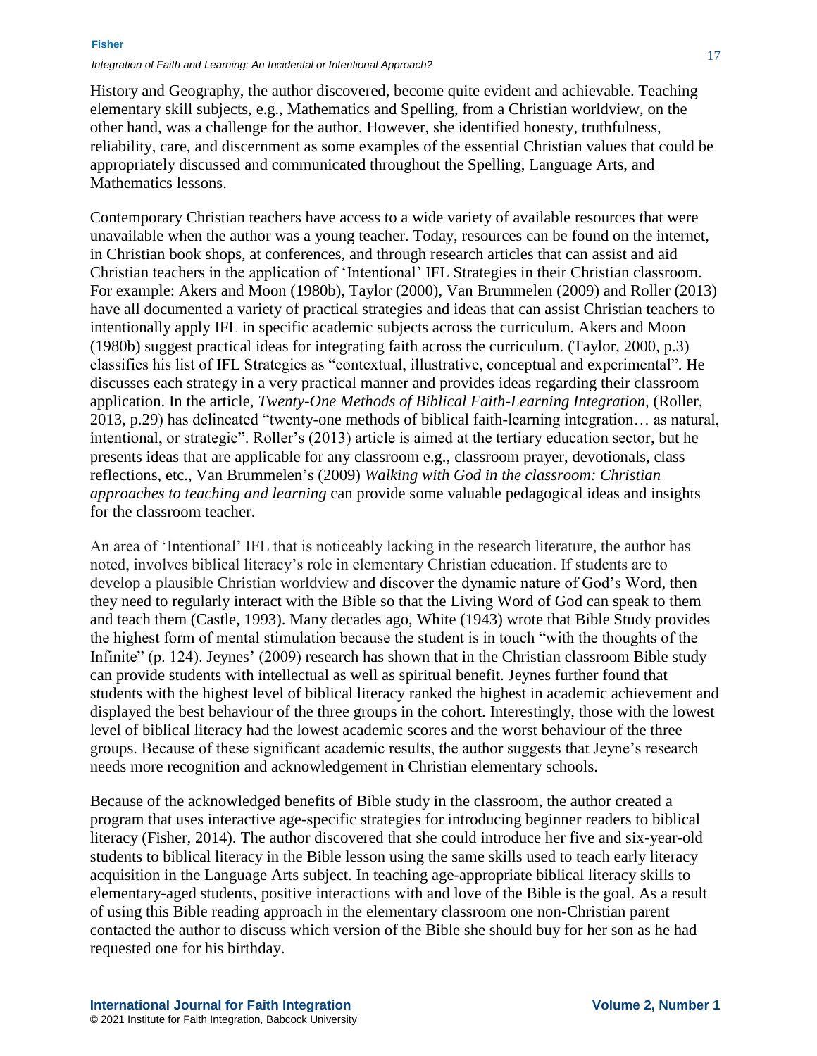History and Geography, the author discovered, become quite evident and achievable. Teaching elementary skill subjects, e.g., Mathematics and Spelling, from a Christian worldview, on the other hand, was a challenge for the author. However, she identified honesty, truthfulness, reliability, care, and discernment as some examples of the essential Christian values that could be appropriately discussed and communicated throughout the Spelling, Language Arts, and Mathematics lessons.

Contemporary Christian teachers have access to a wide variety of available resources that were unavailable when the author was a young teacher. Today, resources can be found on the internet, in Christian book shops, at conferences, and through research articles that can assist and aid Christian teachers in the application of 'Intentional' IFL Strategies in their Christian classroom. For example: Akers and Moon (1980b), Taylor (2000), Van Brummelen (2009) and Roller (2013) have all documented a variety of practical strategies and ideas that can assist Christian teachers to intentionally apply IFL in specific academic subjects across the curriculum. Akers and Moon (1980b) suggest practical ideas for integrating faith across the curriculum. (Taylor, 2000, p.3) classifies his list of IFL Strategies as "contextual, illustrative, conceptual and experimental". He discusses each strategy in a very practical manner and provides ideas regarding their classroom application. In the article, *Twenty-One Methods of Biblical Faith-Learning Integration,* (Roller, 2013, p.29) has delineated "twenty-one methods of biblical faith-learning integration… as natural, intentional, or strategic". Roller's (2013) article is aimed at the tertiary education sector, but he presents ideas that are applicable for any classroom e.g., classroom prayer, devotionals, class reflections, etc., Van Brummelen's (2009) *Walking with God in the classroom: Christian approaches to teaching and learning* can provide some valuable pedagogical ideas and insights for the classroom teacher.

An area of 'Intentional' IFL that is noticeably lacking in the research literature, the author has noted, involves biblical literacy's role in elementary Christian education. If students are to develop a plausible Christian worldview and discover the dynamic nature of God's Word, then they need to regularly interact with the Bible so that the Living Word of God can speak to them and teach them (Castle, 1993). Many decades ago, White (1943) wrote that Bible Study provides the highest form of mental stimulation because the student is in touch "with the thoughts of the Infinite" (p. 124). Jeynes' (2009) research has shown that in the Christian classroom Bible study can provide students with intellectual as well as spiritual benefit. Jeynes further found that students with the highest level of biblical literacy ranked the highest in academic achievement and displayed the best behaviour of the three groups in the cohort. Interestingly, those with the lowest level of biblical literacy had the lowest academic scores and the worst behaviour of the three groups. Because of these significant academic results, the author suggests that Jeyne's research needs more recognition and acknowledgement in Christian elementary schools.

Because of the acknowledged benefits of Bible study in the classroom, the author created a program that uses interactive age-specific strategies for introducing beginner readers to biblical literacy (Fisher, 2014). The author discovered that she could introduce her five and six-year-old students to biblical literacy in the Bible lesson using the same skills used to teach early literacy acquisition in the Language Arts subject. In teaching age-appropriate biblical literacy skills to elementary-aged students, positive interactions with and love of the Bible is the goal. As a result of using this Bible reading approach in the elementary classroom one non-Christian parent contacted the author to discuss which version of the Bible she should buy for her son as he had requested one for his birthday.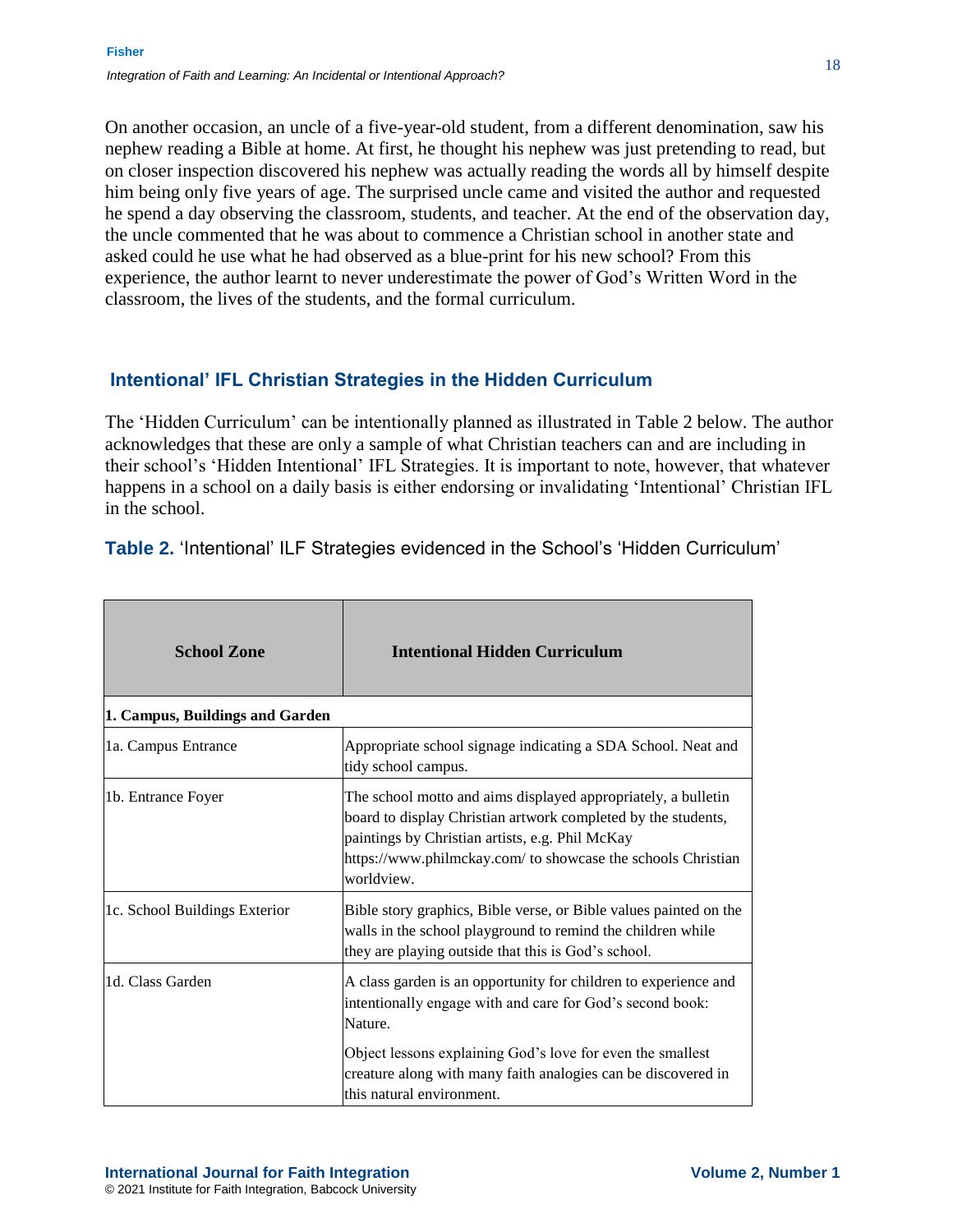On another occasion, an uncle of a five-year-old student, from a different denomination, saw his nephew reading a Bible at home. At first, he thought his nephew was just pretending to read, but on closer inspection discovered his nephew was actually reading the words all by himself despite him being only five years of age. The surprised uncle came and visited the author and requested he spend a day observing the classroom, students, and teacher. At the end of the observation day, the uncle commented that he was about to commence a Christian school in another state and asked could he use what he had observed as a blue-print for his new school? From this experience, the author learnt to never underestimate the power of God's Written Word in the classroom, the lives of the students, and the formal curriculum.

## Intentional' IFL Christian Strategies in the Hidden Curriculum

The 'Hidden Curriculum' can be intentionally planned as illustrated in Table 2 below. The author acknowledges that these are only a sample of what Christian teachers can and are including in their school's 'Hidden Intentional' IFL Strategies. It is important to note, however, that whatever happens in a school on a daily basis is either endorsing or invalidating 'Intentional' Christian IFL in the school.

**Table 2.** 'Intentional' ILF Strategies evidenced in the School's 'Hidden Curriculum'

| School Zone | Intentional Hidden Curriculum |
|---|---|
| **1. Campus, Buildings and Garden** | |
| 1a. Campus Entrance | Appropriate school signage indicating a SDA School. Neat and tidy school campus. |
| 1b. Entrance Foyer | The school motto and aims displayed appropriately, a bulletin board to display Christian artwork completed by the students, paintings by Christian artists, e.g. Phil McKay https://www.philmckay.com/ to showcase the schools Christian worldview. |
| 1c. School Buildings Exterior | Bible story graphics, Bible verse, or Bible values painted on the walls in the school playground to remind the children while they are playing outside that this is God's school. |
| 1d. Class Garden | A class garden is an opportunity for children to experience and intentionally engage with and care for God's second book: Nature.<br><br>Object lessons explaining God's love for even the smallest creature along with many faith analogies can be discovered in this natural environment. |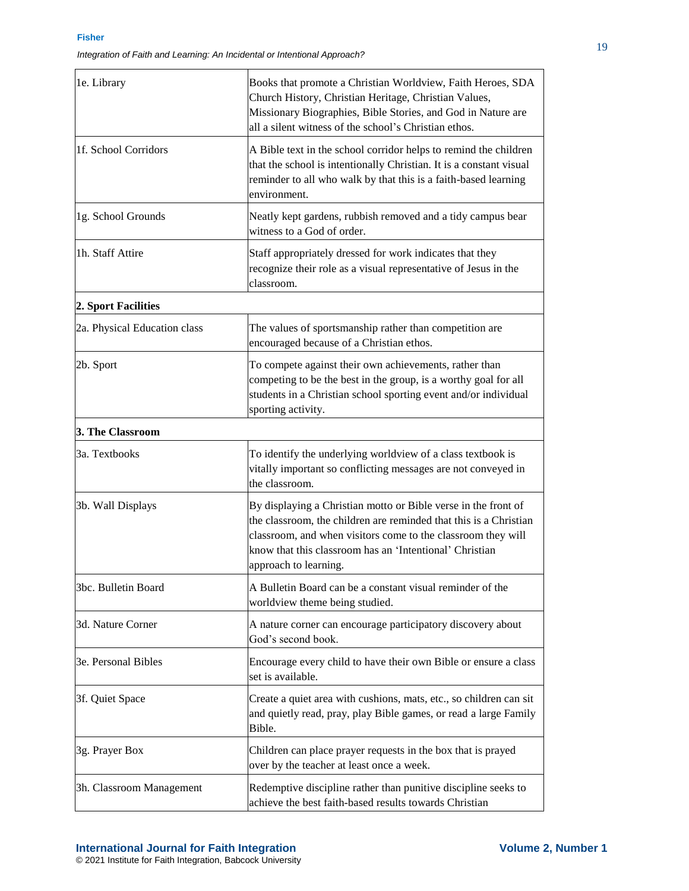| | |
|---|---|
| 1e. Library | Books that promote a Christian Worldview, Faith Heroes, SDA Church History, Christian Heritage, Christian Values, Missionary Biographies, Bible Stories, and God in Nature are all a silent witness of the school's Christian ethos. |
| 1f. School Corridors | A Bible text in the school corridor helps to remind the children that the school is intentionally Christian. It is a constant visual reminder to all who walk by that this is a faith-based learning environment. |
| 1g. School Grounds | Neatly kept gardens, rubbish removed and a tidy campus bear witness to a God of order. |
| 1h. Staff Attire | Staff appropriately dressed for work indicates that they recognize their role as a visual representative of Jesus in the classroom. |
| **2. Sport Facilities** | |
| 2a. Physical Education class | The values of sportsmanship rather than competition are encouraged because of a Christian ethos. |
| 2b. Sport | To compete against their own achievements, rather than competing to be the best in the group, is a worthy goal for all students in a Christian school sporting event and/or individual sporting activity. |
| **3. The Classroom** | |
| 3a. Textbooks | To identify the underlying worldview of a class textbook is vitally important so conflicting messages are not conveyed in the classroom. |
| 3b. Wall Displays | By displaying a Christian motto or Bible verse in the front of the classroom, the children are reminded that this is a Christian classroom, and when visitors come to the classroom they will know that this classroom has an 'Intentional' Christian approach to learning. |
| 3bc. Bulletin Board | A Bulletin Board can be a constant visual reminder of the worldview theme being studied. |
| 3d. Nature Corner | A nature corner can encourage participatory discovery about God's second book. |
| 3e. Personal Bibles | Encourage every child to have their own Bible or ensure a class set is available. |
| 3f. Quiet Space | Create a quiet area with cushions, mats, etc., so children can sit and quietly read, pray, play Bible games, or read a large Family Bible. |
| 3g. Prayer Box | Children can place prayer requests in the box that is prayed over by the teacher at least once a week. |
| 3h. Classroom Management | Redemptive discipline rather than punitive discipline seeks to achieve the best faith-based results towards Christian |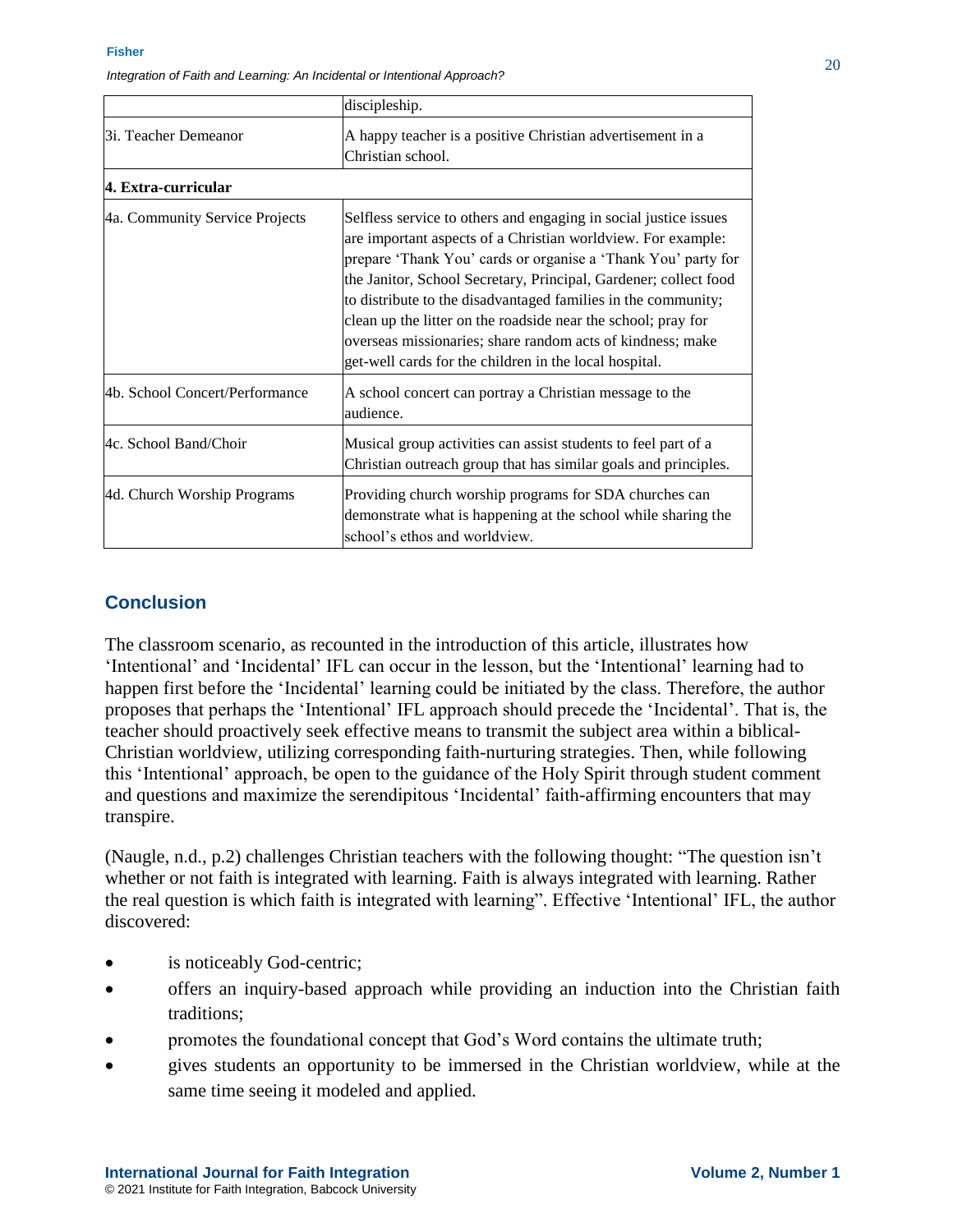| | |
|---|---|
| | discipleship. |
| 3i. Teacher Demeanor | A happy teacher is a positive Christian advertisement in a Christian school. |
| **4. Extra-curricular** | |
| 4a. Community Service Projects | Selfless service to others and engaging in social justice issues are important aspects of a Christian worldview. For example: prepare 'Thank You' cards or organise a 'Thank You' party for the Janitor, School Secretary, Principal, Gardener; collect food to distribute to the disadvantaged families in the community; clean up the litter on the roadside near the school; pray for overseas missionaries; share random acts of kindness; make get-well cards for the children in the local hospital. |
| 4b. School Concert/Performance | A school concert can portray a Christian message to the audience. |
| 4c. School Band/Choir | Musical group activities can assist students to feel part of a Christian outreach group that has similar goals and principles. |
| 4d. Church Worship Programs | Providing church worship programs for SDA churches can demonstrate what is happening at the school while sharing the school's ethos and worldview. |

## Conclusion

The classroom scenario, as recounted in the introduction of this article, illustrates how 'Intentional' and 'Incidental' IFL can occur in the lesson, but the 'Intentional' learning had to happen first before the 'Incidental' learning could be initiated by the class. Therefore, the author proposes that perhaps the 'Intentional' IFL approach should precede the 'Incidental'. That is, the teacher should proactively seek effective means to transmit the subject area within a biblical-Christian worldview, utilizing corresponding faith-nurturing strategies. Then, while following this 'Intentional' approach, be open to the guidance of the Holy Spirit through student comment and questions and maximize the serendipitous 'Incidental' faith-affirming encounters that may transpire.

(Naugle, n.d., p.2) challenges Christian teachers with the following thought: "The question isn't whether or not faith is integrated with learning. Faith is always integrated with learning. Rather the real question is which faith is integrated with learning". Effective 'Intentional' IFL, the author discovered:

- is noticeably God-centric;
- offers an inquiry-based approach while providing an induction into the Christian faith traditions;
- promotes the foundational concept that God's Word contains the ultimate truth;
- gives students an opportunity to be immersed in the Christian worldview, while at the same time seeing it modeled and applied.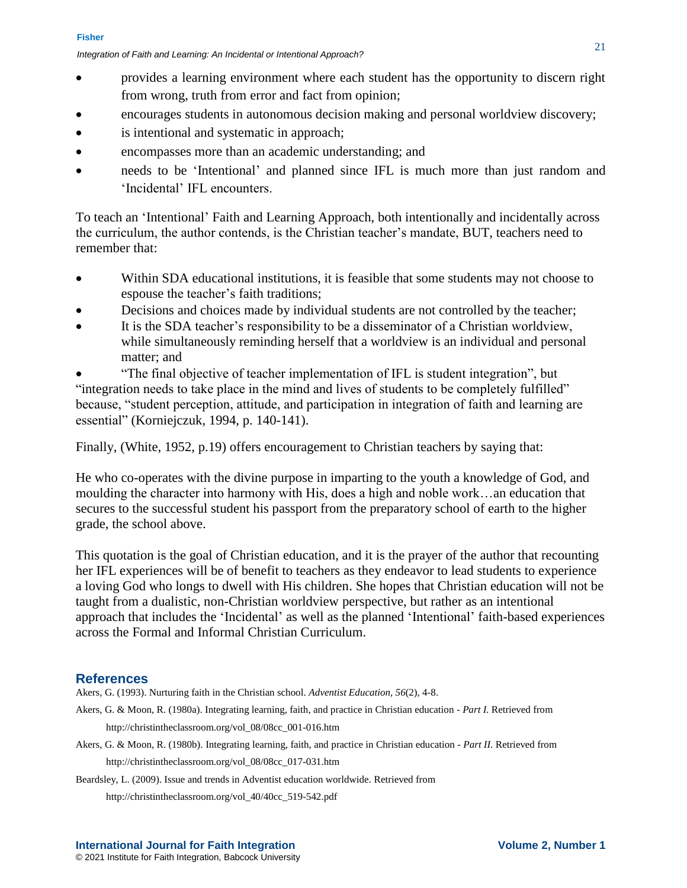- provides a learning environment where each student has the opportunity to discern right from wrong, truth from error and fact from opinion;
- encourages students in autonomous decision making and personal worldview discovery;
- is intentional and systematic in approach;
- encompasses more than an academic understanding; and
- needs to be 'Intentional' and planned since IFL is much more than just random and 'Incidental' IFL encounters.

To teach an 'Intentional' Faith and Learning Approach, both intentionally and incidentally across the curriculum, the author contends, is the Christian teacher's mandate, BUT, teachers need to remember that:

- Within SDA educational institutions, it is feasible that some students may not choose to espouse the teacher's faith traditions;
- Decisions and choices made by individual students are not controlled by the teacher;
- It is the SDA teacher's responsibility to be a disseminator of a Christian worldview, while simultaneously reminding herself that a worldview is an individual and personal matter; and
- "The final objective of teacher implementation of IFL is student integration", but "integration needs to take place in the mind and lives of students to be completely fulfilled" because, "student perception, attitude, and participation in integration of faith and learning are essential" (Korniejczuk, 1994, p. 140-141).

Finally, (White, 1952, p.19) offers encouragement to Christian teachers by saying that:

He who co-operates with the divine purpose in imparting to the youth a knowledge of God, and moulding the character into harmony with His, does a high and noble work…an education that secures to the successful student his passport from the preparatory school of earth to the higher grade, the school above.

This quotation is the goal of Christian education, and it is the prayer of the author that recounting her IFL experiences will be of benefit to teachers as they endeavor to lead students to experience a loving God who longs to dwell with His children. She hopes that Christian education will not be taught from a dualistic, non-Christian worldview perspective, but rather as an intentional approach that includes the 'Incidental' as well as the planned 'Intentional' faith-based experiences across the Formal and Informal Christian Curriculum.

## References

Akers, G. (1993). Nurturing faith in the Christian school. *Adventist Education, 56*(2), 4-8.

Akers, G. & Moon, R. (1980a). Integrating learning, faith, and practice in Christian education - *Part I.* Retrieved from http://christintheclassroom.org/vol_08/08cc_001-016.htm

Akers, G. & Moon, R. (1980b). Integrating learning, faith, and practice in Christian education - *Part II.* Retrieved from http://christintheclassroom.org/vol_08/08cc_017-031.htm

Beardsley, L. (2009). Issue and trends in Adventist education worldwide. Retrieved from http://christintheclassroom.org/vol_40/40cc_519-542.pdf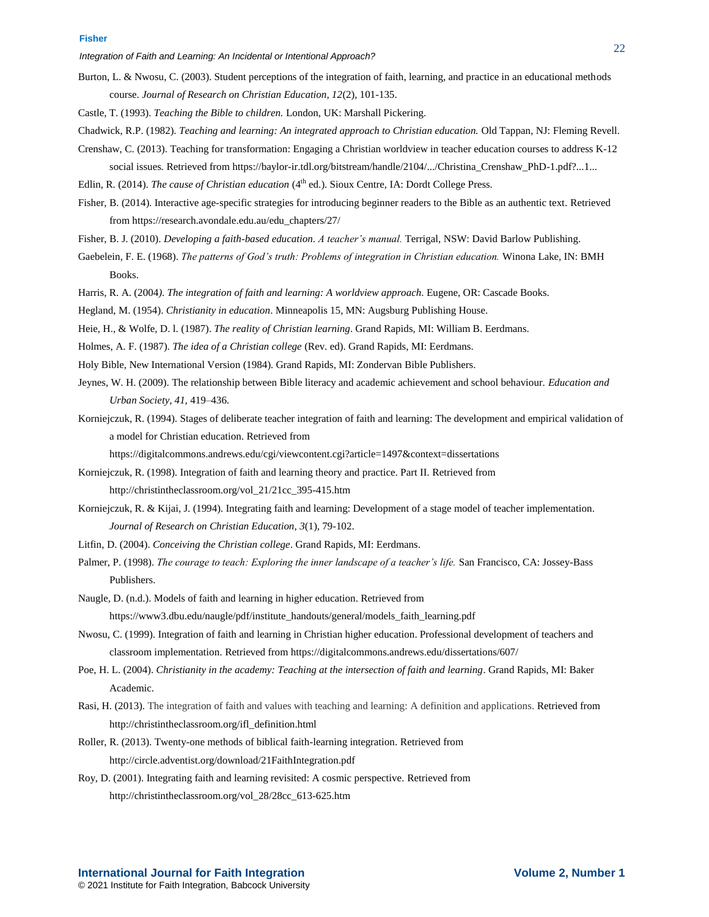Burton, L. & Nwosu, C. (2003). Student perceptions of the integration of faith, learning, and practice in an educational methods course. *Journal of Research on Christian Education, 12*(2), 101-135.

Castle, T. (1993). *Teaching the Bible to children.* London, UK: Marshall Pickering.

Chadwick, R.P. (1982). *Teaching and learning: An integrated approach to Christian education.* Old Tappan, NJ: Fleming Revell.

Crenshaw, C. (2013). Teaching for transformation: Engaging a Christian worldview in teacher education courses to address K-12 social issues*.* Retrieved from https://baylor-ir.tdl.org/bitstream/handle/2104/.../Christina_Crenshaw_PhD-1.pdf?...1...

Edlin, R. (2014). *The cause of Christian education* (4th ed.). Sioux Centre, IA: Dordt College Press.

Fisher, B. (2014). Interactive age-specific strategies for introducing beginner readers to the Bible as an authentic text. Retrieved from https://research.avondale.edu.au/edu_chapters/27/

Fisher, B. J. (2010). *Developing a faith-based education. A teacher's manual.* Terrigal, NSW: David Barlow Publishing.

Gaebelein, F. E. (1968). *The patterns of God's truth: Problems of integration in Christian education.* Winona Lake, IN: BMH Books.

Harris, R. A. (2004). *The integration of faith and learning: A worldview approach*. Eugene, OR: Cascade Books.

Hegland, M. (1954). *Christianity in education*. Minneapolis 15, MN: Augsburg Publishing House.

Heie, H., & Wolfe, D. l. (1987). *The reality of Christian learning*. Grand Rapids, MI: William B. Eerdmans.

Holmes, A. F. (1987). *The idea of a Christian college* (Rev. ed). Grand Rapids, MI: Eerdmans.

Holy Bible, New International Version (1984). Grand Rapids, MI: Zondervan Bible Publishers.

Jeynes, W. H. (2009). The relationship between Bible literacy and academic achievement and school behaviour. *Education and Urban Society*, *41,* 419–436.

Korniejczuk, R. (1994). Stages of deliberate teacher integration of faith and learning: The development and empirical validation of a model for Christian education. Retrieved from https://digitalcommons.andrews.edu/cgi/viewcontent.cgi?article=1497&context=dissertations

Korniejczuk, R. (1998). Integration of faith and learning theory and practice. Part II. Retrieved from http://christintheclassroom.org/vol_21/21cc_395-415.htm

Korniejczuk, R. & Kijai, J. (1994). Integrating faith and learning: Development of a stage model of teacher implementation. *Journal of Research on Christian Education, 3*(1), 79-102.

Litfin, D. (2004). *Conceiving the Christian college*. Grand Rapids, MI: Eerdmans.

Palmer, P. (1998). *The courage to teach: Exploring the inner landscape of a teacher's life.* San Francisco, CA: Jossey-Bass Publishers.

Naugle, D. (n.d.). Models of faith and learning in higher education. Retrieved from https://www3.dbu.edu/naugle/pdf/institute_handouts/general/models_faith_learning.pdf

Nwosu, C. (1999). Integration of faith and learning in Christian higher education. Professional development of teachers and classroom implementation. Retrieved from https://digitalcommons.andrews.edu/dissertations/607/

Poe, H. L. (2004). *Christianity in the academy: Teaching at the intersection of faith and learning*. Grand Rapids, MI: Baker Academic.

Rasi, H. (2013). The integration of faith and values with teaching and learning: A definition and applications. Retrieved from http://christintheclassroom.org/ifl_definition.html

Roller, R. (2013). Twenty-one methods of biblical faith-learning integration. Retrieved from http://circle.adventist.org/download/21FaithIntegration.pdf

Roy, D. (2001). Integrating faith and learning revisited: A cosmic perspective. Retrieved from http://christintheclassroom.org/vol_28/28cc_613-625.htm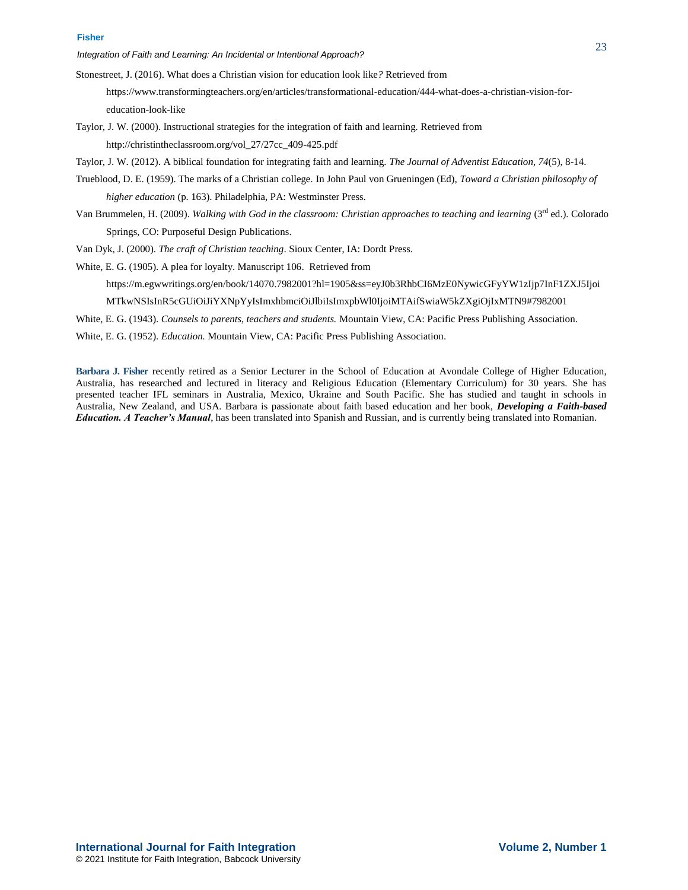Stonestreet, J. (2016). What does a Christian vision for education look like? Retrieved from https://www.transformingteachers.org/en/articles/transformational-education/444-what-does-a-christian-vision-for-education-look-like

Taylor, J. W. (2000). Instructional strategies for the integration of faith and learning. Retrieved from http://christintheclassroom.org/vol_27/27cc_409-425.pdf

Taylor, J. W. (2012). A biblical foundation for integrating faith and learning. *The Journal of Adventist Education*, *74*(5), 8-14.

Trueblood, D. E. (1959). The marks of a Christian college. In John Paul von Grueningen (Ed), *Toward a Christian philosophy of higher education* (p. 163). Philadelphia, PA: Westminster Press.

Van Brummelen, H. (2009). *Walking with God in the classroom: Christian approaches to teaching and learning* (3rd ed.). Colorado Springs, CO: Purposeful Design Publications.

Van Dyk, J. (2000). *The craft of Christian teaching*. Sioux Center, IA: Dordt Press.

White, E. G. (1905). A plea for loyalty. Manuscript 106. Retrieved from https://m.egwwritings.org/en/book/14070.7982001?hl=1905&ss=eyJ0b3RhbCI6MzE0NywicGFyYW1zIjp7InF1ZXJ5IjoiMTkwNSIsInR5cGUiOiJiYXNpYyIsImxhbmciOiJlbiIsImxpbWl0IjoiMTAifSwiaW5kZXgiOjIxMTN9#7982001

White, E. G. (1943). *Counsels to parents, teachers and students.* Mountain View, CA: Pacific Press Publishing Association.

White, E. G. (1952). *Education.* Mountain View, CA: Pacific Press Publishing Association.

**Barbara J. Fisher** recently retired as a Senior Lecturer in the School of Education at Avondale College of Higher Education, Australia, has researched and lectured in literacy and Religious Education (Elementary Curriculum) for 30 years. She has presented teacher IFL seminars in Australia, Mexico, Ukraine and South Pacific. She has studied and taught in schools in Australia, New Zealand, and USA. Barbara is passionate about faith based education and her book, ***Developing a Faith-based Education. A Teacher's Manual***, has been translated into Spanish and Russian, and is currently being translated into Romanian.